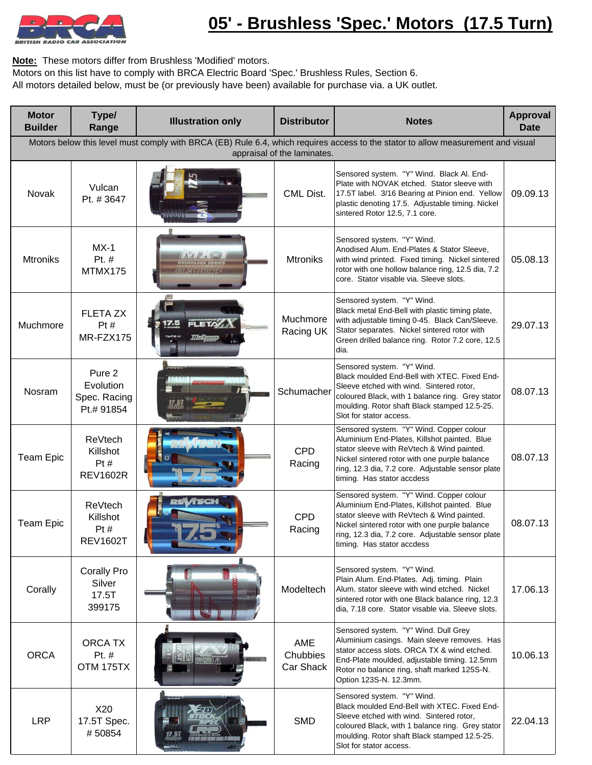# 05' - Brushless 'Spec.' Motors (17.5 Turn)

**Note:** These motors differ from Brushless 'Modified' motors.
Motors on this list have to comply with BRCA Electric Board 'Spec.' Brushless Rules, Section 6.
All motors detailed below, must be (or previously have been) available for purchase via. a UK outlet.

| Motor Builder | Type/ Range | Illustration only | Distributor | Notes | Approval Date |
|---|---|---|---|---|---|
| Motors below this level must comply with BRCA (EB) Rule 6.4, which requires access to the stator to allow measurement and visual appraisal of the laminates. | | | | | |
| Novak | Vulcan Pt. # 3647 | | CML Dist. | Sensored system. "Y" Wind. Black Al. End-Plate with NOVAK etched. Stator sleeve with 17.5T label. 3/16 Bearing at Pinion end. Yellow plastic denoting 17.5. Adjustable timing. Nickel sintered Rotor 12.5, 7.1 core. | 09.09.13 |
| Mtroniks | MX-1 Pt. # MTMX175 | | Mtroniks | Sensored system. "Y" Wind. Anodised Alum. End-Plates & Stator Sleeve, with wind printed. Fixed timing. Nickel sintered rotor with one hollow balance ring, 12.5 dia, 7.2 core. Stator visable via. Sleeve slots. | 05.08.13 |
| Muchmore | FLETA ZX Pt # MR-FZX175 | | Muchmore Racing UK | Sensored system. "Y" Wind. Black metal End-Bell with plastic timing plate, with adjustable timing 0-45. Black Can/Sleeve. Stator separates. Nickel sintered rotor with Green drilled balance ring. Rotor 7.2 core, 12.5 dia. | 29.07.13 |
| Nosram | Pure 2 Evolution Spec. Racing Pt.# 91854 | | Schumacher | Sensored system. "Y" Wind. Black moulded End-Bell with XTEC. Fixed End-Sleeve etched with wind. Sintered rotor, coloured Black, with 1 balance ring. Grey stator moulding. Rotor shaft Black stamped 12.5-25. Slot for stator access. | 08.07.13 |
| Team Epic | ReVtech Killshot Pt # REV1602R | | CPD Racing | Sensored system. "Y" Wind. Copper colour Aluminium End-Plates, Killshot painted. Blue stator sleeve with ReVtech & Wind painted. Nickel sintered rotor with one purple balance ring, 12.3 dia, 7.2 core. Adjustable sensor plate timing. Has stator accdess | 08.07.13 |
| Team Epic | ReVtech Killshot Pt # REV1602T | | CPD Racing | Sensored system. "Y" Wind. Copper colour Aluminium End-Plates, Killshot painted. Blue stator sleeve with ReVtech & Wind painted. Nickel sintered rotor with one purple balance ring, 12.3 dia, 7.2 core. Adjustable sensor plate timing. Has stator accdess | 08.07.13 |
| Corally | Corally Pro Silver 17.5T 399175 | | Modeltech | Sensored system. "Y" Wind. Plain Alum. End-Plates. Adj. timing. Plain Alum. stator sleeve with wind etched. Nickel sintered rotor with one Black balance ring, 12.3 dia, 7.18 core. Stator visable via. Sleeve slots. | 17.06.13 |
| ORCA | ORCA TX Pt. # OTM 175TX | | AME Chubbies Car Shack | Sensored system. "Y" Wind. Dull Grey Aluminium casings. Main sleeve removes. Has stator access slots. ORCA TX & wind etched. End-Plate moulded, adjustable timing. 12.5mm Rotor no balance ring, shaft marked 125S-N. Option 123S-N. 12.3mm. | 10.06.13 |
| LRP | X20 17.5T Spec. # 50854 | | SMD | Sensored system. "Y" Wind. Black moulded End-Bell with XTEC. Fixed End-Sleeve etched with wind. Sintered rotor, coloured Black, with 1 balance ring. Grey stator moulding. Rotor shaft Black stamped 12.5-25. Slot for stator access. | 22.04.13 |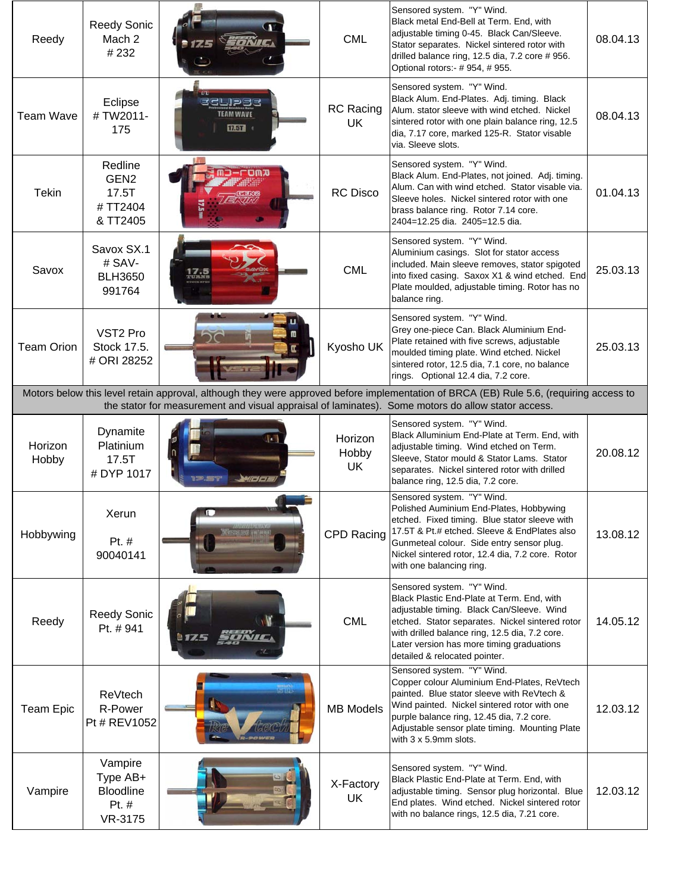| Reedy | Reedy Sonic Mach 2 # 232 | | CML | Sensored system. "Y" Wind. Black metal End-Bell at Term. End, with adjustable timing 0-45. Black Can/Sleeve. Stator separates. Nickel sintered rotor with drilled balance ring, 12.5 dia, 7.2 core # 956. Optional rotors:- # 954, # 955. | 08.04.13 |
|---|---|---|---|---|---|
| Team Wave | Eclipse # TW2011-175 | | RC Racing UK | Sensored system. "Y" Wind. Black Alum. End-Plates. Adj. timing. Black Alum. stator sleeve with wind etched. Nickel sintered rotor with one plain balance ring, 12.5 dia, 7.17 core, marked 125-R. Stator visable via. Sleeve slots. | 08.04.13 |
| Tekin | Redline GEN2 17.5T # TT2404 & TT2405 | | RC Disco | Sensored system. "Y" Wind. Black Alum. End-Plates, not joined. Adj. timing. Alum. Can with wind etched. Stator visable via. Sleeve holes. Nickel sintered rotor with one brass balance ring. Rotor 7.14 core. 2404=12.25 dia. 2405=12.5 dia. | 01.04.13 |
| Savox | Savox SX.1 # SAV-BLH3650 991764 | | CML | Sensored system. "Y" Wind. Aluminium casings. Slot for stator access included. Main sleeve removes, stator spigoted into fixed casing. Saxox X1 & wind etched. End Plate moulded, adjustable timing. Rotor has no balance ring. | 25.03.13 |
| Team Orion | VST2 Pro Stock 17.5. # ORI 28252 | | Kyosho UK | Sensored system. "Y" Wind. Grey one-piece Can. Black Aluminium End-Plate retained with five screws, adjustable moulded timing plate. Wind etched. Nickel sintered rotor, 12.5 dia, 7.1 core, no balance rings. Optional 12.4 dia, 7.2 core. | 25.03.13 |
| Motors below this level retain approval, although they were approved before implementation of BRCA (EB) Rule 5.6, (requiring access to the stator for measurement and visual appraisal of laminates). Some motors do allow stator access. | | | | | |
| Horizon Hobby | Dynamite Platinium 17.5T # DYP 1017 | | Horizon Hobby UK | Sensored system. "Y" Wind. Black Alluminium End-Plate at Term. End, with adjustable timing. Wind etched on Term. Sleeve, Stator mould & Stator Lams. Stator separates. Nickel sintered rotor with drilled balance ring, 12.5 dia, 7.2 core. | 20.08.12 |
| Hobbywing | Xerun Pt. # 90040141 | | CPD Racing | Sensored system. "Y" Wind. Polished Auminium End-Plates, Hobbywing etched. Fixed timing. Blue stator sleeve with 17.5T & Pt.# etched. Sleeve & EndPlates also Gunmeteal colour. Side entry sensor plug. Nickel sintered rotor, 12.4 dia, 7.2 core. Rotor with one balancing ring. | 13.08.12 |
| Reedy | Reedy Sonic Pt. # 941 | | CML | Sensored system. "Y" Wind. Black Plastic End-Plate at Term. End, with adjustable timing. Black Can/Sleeve. Wind etched. Stator separates. Nickel sintered rotor with drilled balance ring, 12.5 dia, 7.2 core. Later version has more timing graduations detailed & relocated pointer. | 14.05.12 |
| Team Epic | ReVtech R-Power Pt # REV1052 | | MB Models | Sensored system. "Y" Wind. Copper colour Aluminium End-Plates, ReVtech painted. Blue stator sleeve with ReVtech & Wind painted. Nickel sintered rotor with one purple balance ring, 12.45 dia, 7.2 core. Adjustable sensor plate timing. Mounting Plate with 3 x 5.9mm slots. | 12.03.12 |
| Vampire | Vampire Type AB+ Bloodline Pt. # VR-3175 | | X-Factory UK | Sensored system. "Y" Wind. Black Plastic End-Plate at Term. End, with adjustable timing. Sensor plug horizontal. Blue End plates. Wind etched. Nickel sintered rotor with no balance rings, 12.5 dia, 7.21 core. | 12.03.12 |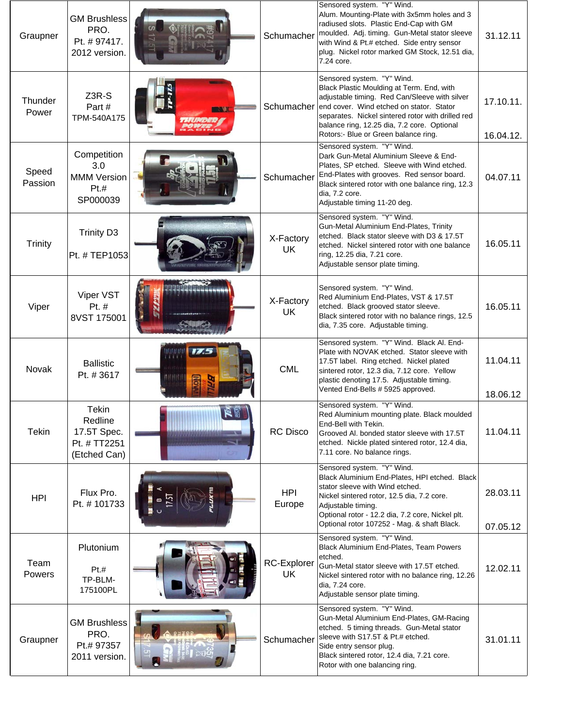| Graupner | GM Brushless PRO. Pt. # 97417. 2012 version. | | Schumacher | Sensored system. "Y" Wind. Alum. Mounting-Plate with 3x5mm holes and 3 radiused slots. Plastic End-Cap with GM moulded. Adj. timing. Gun-Metal stator sleeve with Wind & Pt.# etched. Side entry sensor plug. Nickel rotor marked GM Stock, 12.51 dia, 7.24 core. | 31.12.11 |
|---|---|---|---|---|---|
| Thunder Power | Z3R-S Part # TPM-540A175 | | Schumacher | Sensored system. "Y" Wind. Black Plastic Moulding at Term. End, with adjustable timing. Red Can/Sleeve with silver end cover. Wind etched on stator. Stator separates. Nickel sintered rotor with drilled red balance ring, 12.25 dia, 7.2 core. Optional Rotors:- Blue or Green balance ring. | 17.10.11. 16.04.12. |
| Speed Passion | Competition 3.0 MMM Version Pt.# SP000039 | | Schumacher | Sensored system. "Y" Wind. Dark Gun-Metal Aluminium Sleeve & End-Plates, SP etched. Sleeve with Wind etched. End-Plates with grooves. Red sensor board. Black sintered rotor with one balance ring, 12.3 dia, 7.2 core. Adjustable timing 11-20 deg. | 04.07.11 |
| Trinity | Trinity D3 Pt. # TEP1053 | | X-Factory UK | Sensored system. "Y" Wind. Gun-Metal Aluminium End-Plates, Trinity etched. Black stator sleeve with D3 & 17.5T etched. Nickel sintered rotor with one balance ring, 12.25 dia, 7.21 core. Adjustable sensor plate timing. | 16.05.11 |
| Viper | Viper VST Pt. # 8VST 175001 | | X-Factory UK | Sensored system. "Y" Wind. Red Aluminium End-Plates, VST & 17.5T etched. Black grooved stator sleeve. Black sintered rotor with no balance rings, 12.5 dia, 7.35 core. Adjustable timing. | 16.05.11 |
| Novak | Ballistic Pt. # 3617 | | CML | Sensored system. "Y" Wind. Black Al. End-Plate with NOVAK etched. Stator sleeve with 17.5T label. Ring etched. Nickel plated sintered rotor, 12.3 dia, 7.12 core. Yellow plastic denoting 17.5. Adjustable timing. Vented End-Bells # 5925 approved. | 11.04.11 18.06.12 |
| Tekin | Tekin Redline 17.5T Spec. Pt. # TT2251 (Etched Can) | | RC Disco | Sensored system. "Y" Wind. Red Aluminium mounting plate. Black moulded End-Bell with Tekin. Grooved Al. bonded stator sleeve with 17.5T etched. Nickle plated sintered rotor, 12.4 dia, 7.11 core. No balance rings. | 11.04.11 |
| HPI | Flux Pro. Pt. # 101733 | | HPI Europe | Sensored system. "Y" Wind. Black Aluminium End-Plates, HPI etched. Black stator sleeve with Wind etched. Nickel sintered rotor, 12.5 dia, 7.2 core. Adjustable timing. Optional rotor - 12.2 dia, 7.2 core, Nickel plt. Optional rotor 107252 - Mag. & shaft Black. | 28.03.11 07.05.12 |
| Team Powers | Plutonium Pt.# TP-BLM-175100PL | | RC-Explorer UK | Sensored system. "Y" Wind. Black Aluminium End-Plates, Team Powers etched. Gun-Metal stator sleeve with 17.5T etched. Nickel sintered rotor with no balance ring, 12.26 dia, 7.24 core. Adjustable sensor plate timing. | 12.02.11 |
| Graupner | GM Brushless PRO. Pt.# 97357 2011 version. | | Schumacher | Sensored system. "Y" Wind. Gun-Metal Aluminium End-Plates, GM-Racing etched. 5 timing threads. Gun-Metal stator sleeve with S17.5T & Pt.# etched. Side entry sensor plug. Black sintered rotor, 12.4 dia, 7.21 core. Rotor with one balancing ring. | 31.01.11 |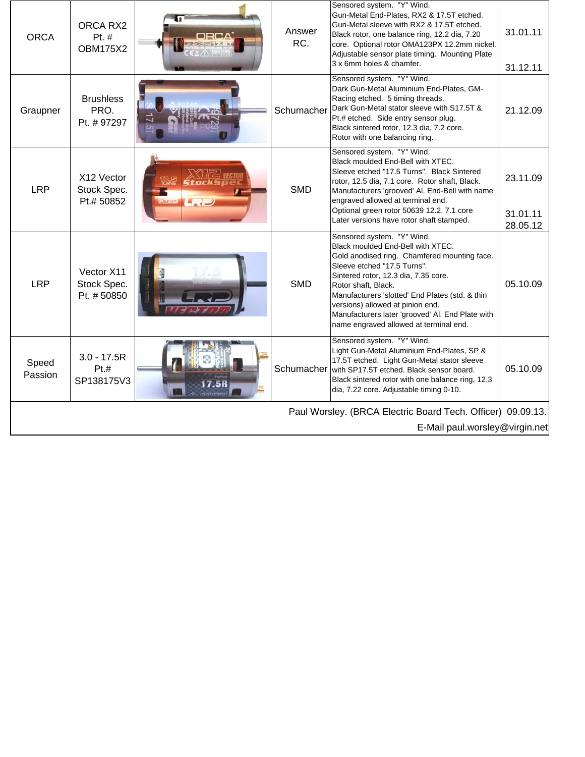| | | | | | |
|---|---|---|---|---|---|
| ORCA | ORCA RX2 Pt. # OBM175X2 | | Answer RC. | Sensored system. "Y" Wind. Gun-Metal End-Plates, RX2 & 17.5T etched. Gun-Metal sleeve with RX2 & 17.5T etched. Black rotor, one balance ring, 12.2 dia, 7.20 core. Optional rotor OMA123PX 12.2mm nickel. Adjustable sensor plate timing. Mounting Plate 3 x 6mm holes & chamfer. | 31.01.11 31.12.11 |
| Graupner | Brushless PRO. Pt. # 97297 | | Schumacher | Sensored system. "Y" Wind. Dark Gun-Metal Aluminium End-Plates, GM-Racing etched. 5 timing threads. Dark Gun-Metal stator sleeve with S17.5T & Pt.# etched. Side entry sensor plug. Black sintered rotor, 12.3 dia, 7.2 core. Rotor with one balancing ring. | 21.12.09 |
| LRP | X12 Vector Stock Spec. Pt.# 50852 | | SMD | Sensored system. "Y" Wind. Black moulded End-Bell with XTEC. Sleeve etched "17.5 Turns". Black Sintered rotor, 12.5 dia, 7.1 core. Rotor shaft, Black. Manufacturers 'grooved' Al. End-Bell with name engraved allowed at terminal end. Optional green rotor 50639 12.2, 7.1 core Later versions have rotor shaft stamped. | 23.11.09 31.01.11 28.05.12 |
| LRP | Vector X11 Stock Spec. Pt. # 50850 | | SMD | Sensored system. "Y" Wind. Black moulded End-Bell with XTEC. Gold anodised ring. Chamfered mounting face. Sleeve etched "17.5 Turns". Sintered rotor, 12.3 dia, 7.35 core. Rotor shaft, Black. Manufacturers 'slotted' End Plates (std. & thin versions) allowed at pinion end. Manufacturers later 'grooved' Al. End Plate with name engraved allowed at terminal end. | 05.10.09 |
| Speed Passion | 3.0 - 17.5R Pt.# SP138175V3 | | Schumacher | Sensored system. "Y" Wind. Light Gun-Metal Aluminium End-Plates, SP & 17.5T etched. Light Gun-Metal stator sleeve with SP17.5T etched. Black sensor board. Black sintered rotor with one balance ring, 12.3 dia, 7.22 core. Adjustable timing 0-10. | 05.10.09 |

Paul Worsley. (BRCA Electric Board Tech. Officer) 09.09.13.

E-Mail paul.worsley@virgin.net